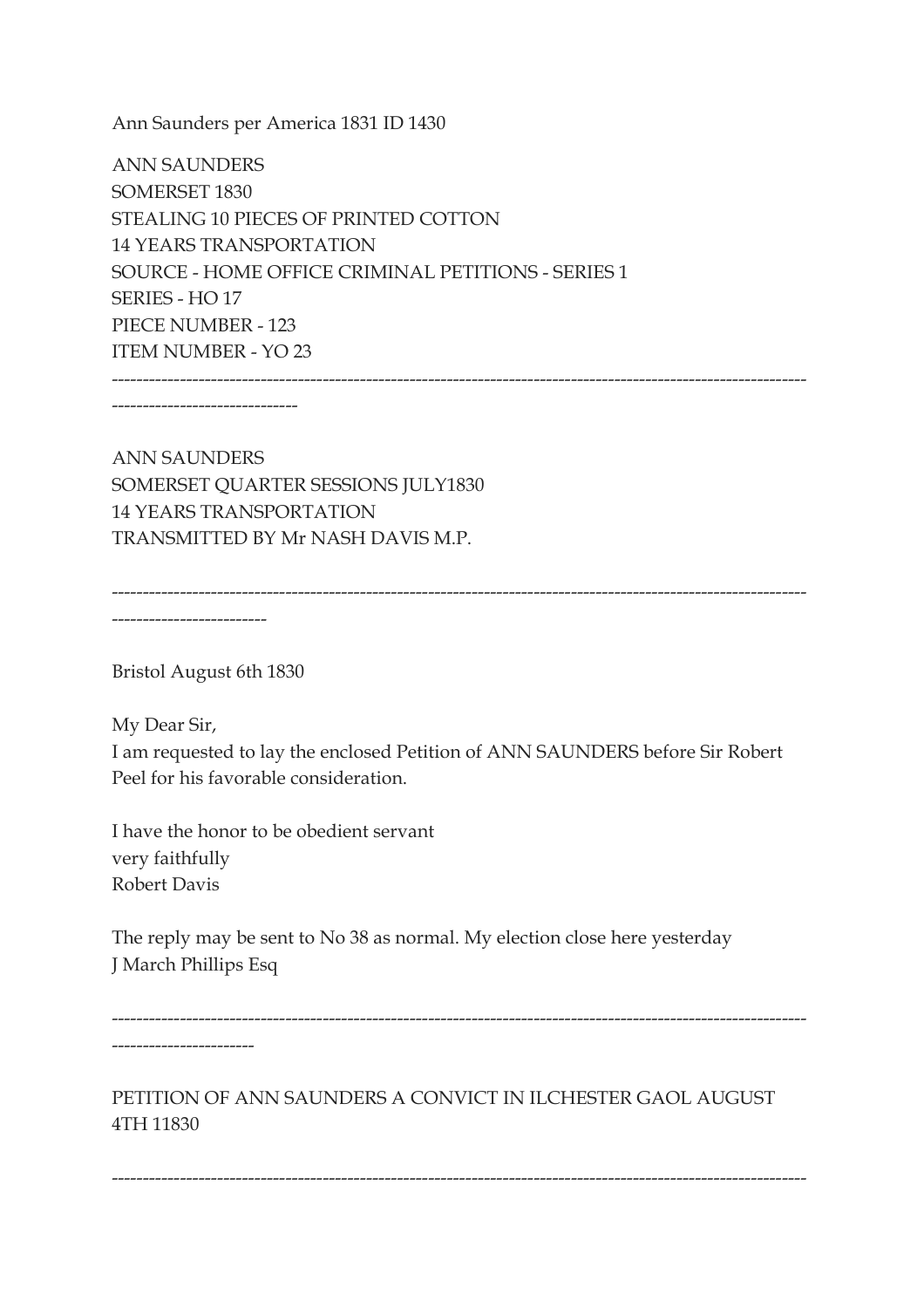Ann Saunders per America 1831 ID 1430

ANN SAUNDERS
SOMERSET 1830
STEALING 10 PIECES OF PRINTED COTTON
14 YEARS TRANSPORTATION
SOURCE - HOME OFFICE CRIMINAL PETITIONS - SERIES 1
SERIES - HO 17
PIECE NUMBER - 123
ITEM NUMBER - YO 23

---

ANN SAUNDERS
SOMERSET QUARTER SESSIONS JULY1830
14 YEARS TRANSPORTATION
TRANSMITTED BY Mr NASH DAVIS M.P.

---

Bristol August 6th 1830

My Dear Sir,
I am requested to lay the enclosed Petition of ANN SAUNDERS before Sir Robert Peel for his favorable consideration.

I have the honor to be obedient servant
very faithfully
Robert Davis

The reply may be sent to No 38 as normal. My election close here yesterday
J March Phillips Esq

---

PETITION OF ANN SAUNDERS A CONVICT IN ILCHESTER GAOL AUGUST 4TH 11830

---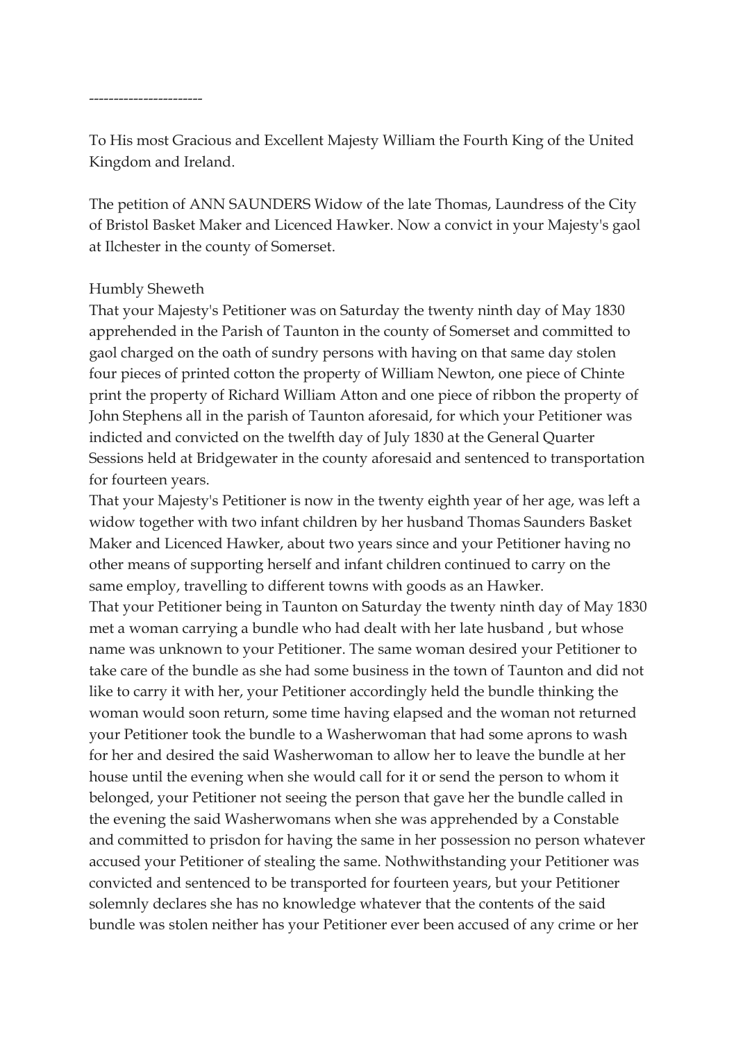-----------------------

To His most Gracious and Excellent Majesty William the Fourth King of the United Kingdom and Ireland.

The petition of ANN SAUNDERS Widow of the late Thomas, Laundress of the City of Bristol Basket Maker and Licenced Hawker. Now a convict in your Majesty's gaol at Ilchester in the county of Somerset.

Humbly Sheweth

That your Majesty's Petitioner was on Saturday the twenty ninth day of May 1830 apprehended in the Parish of Taunton in the county of Somerset and committed to gaol charged on the oath of sundry persons with having on that same day stolen four pieces of printed cotton the property of William Newton, one piece of Chinte print the property of Richard William Atton and one piece of ribbon the property of John Stephens all in the parish of Taunton aforesaid, for which your Petitioner was indicted and convicted on the twelfth day of July 1830 at the General Quarter Sessions held at Bridgewater in the county aforesaid and sentenced to transportation for fourteen years.

That your Majesty's Petitioner is now in the twenty eighth year of her age, was left a widow together with two infant children by her husband Thomas Saunders Basket Maker and Licenced Hawker, about two years since and your Petitioner having no other means of supporting herself and infant children continued to carry on the same employ, travelling to different towns with goods as an Hawker.

That your Petitioner being in Taunton on Saturday the twenty ninth day of May 1830 met a woman carrying a bundle who had dealt with her late husband , but whose name was unknown to your Petitioner. The same woman desired your Petitioner to take care of the bundle as she had some business in the town of Taunton and did not like to carry it with her, your Petitioner accordingly held the bundle thinking the woman would soon return, some time having elapsed and the woman not returned your Petitioner took the bundle to a Washerwoman that had some aprons to wash for her and desired the said Washerwoman to allow her to leave the bundle at her house until the evening when she would call for it or send the person to whom it belonged, your Petitioner not seeing the person that gave her the bundle called in the evening the said Washerwomans when she was apprehended by a Constable and committed to prisdon for having the same in her possession no person whatever accused your Petitioner of stealing the same. Nothwithstanding your Petitioner was convicted and sentenced to be transported for fourteen years, but your Petitioner solemnly declares she has no knowledge whatever that the contents of the said bundle was stolen neither has your Petitioner ever been accused of any crime or her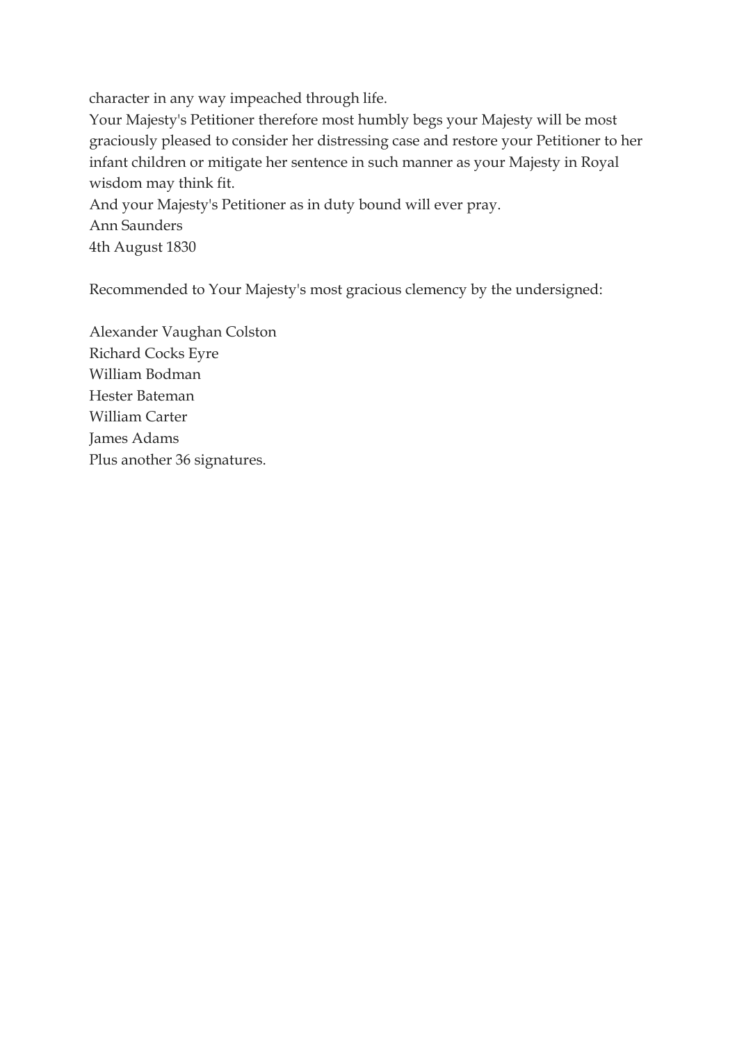character in any way impeached through life.

Your Majesty's Petitioner therefore most humbly begs your Majesty will be most graciously pleased to consider her distressing case and restore your Petitioner to her infant children or mitigate her sentence in such manner as your Majesty in Royal wisdom may think fit.

And your Majesty's Petitioner as in duty bound will ever pray.

Ann Saunders

4th August 1830

Recommended to Your Majesty's most gracious clemency by the undersigned:

Alexander Vaughan Colston

Richard Cocks Eyre

William Bodman

Hester Bateman

William Carter

James Adams

Plus another 36 signatures.